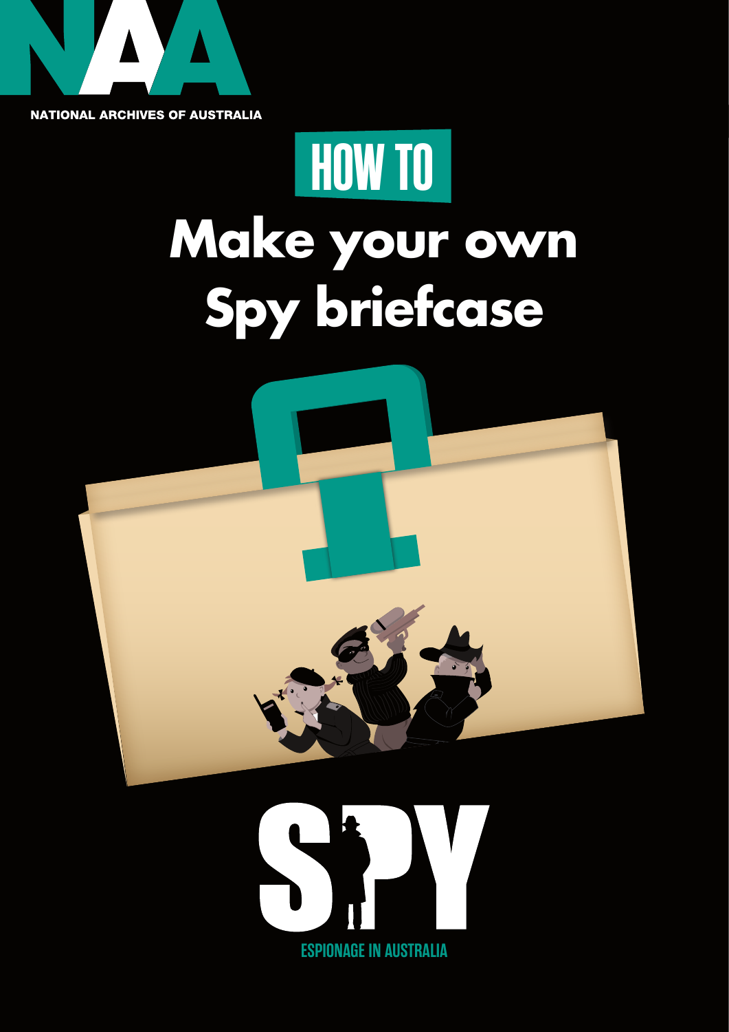NATIONAL ARCHIVES OF AUSTRALIA

HOW TO

# Make your own Spy briefcase

SPY

ESPIONAGE IN AUSTRALIA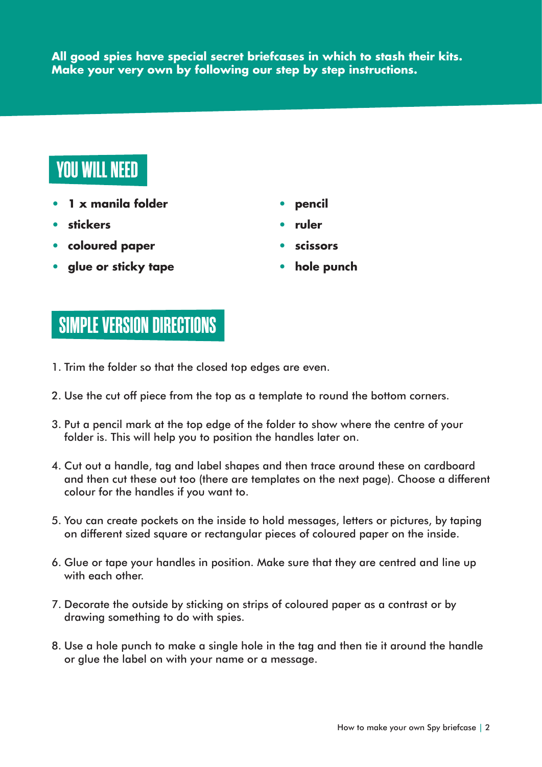**All good spies have special secret briefcases in which to stash their kits. Make your very own by following our step by step instructions.**

## YOU WILL NEED

- **1 x manila folder**
- **stickers**
- **coloured paper**
- **glue or sticky tape**
- **pencil**
- **ruler**
- **scissors**
- **hole punch**

## SIMPLE VERSION DIRECTIONS

1. Trim the folder so that the closed top edges are even.
2. Use the cut off piece from the top as a template to round the bottom corners.
3. Put a pencil mark at the top edge of the folder to show where the centre of your folder is. This will help you to position the handles later on.
4. Cut out a handle, tag and label shapes and then trace around these on cardboard and then cut these out too (there are templates on the next page). Choose a different colour for the handles if you want to.
5. You can create pockets on the inside to hold messages, letters or pictures, by taping on different sized square or rectangular pieces of coloured paper on the inside.
6. Glue or tape your handles in position. Make sure that they are centred and line up with each other.
7. Decorate the outside by sticking on strips of coloured paper as a contrast or by drawing something to do with spies.
8. Use a hole punch to make a single hole in the tag and then tie it around the handle or glue the label on with your name or a message.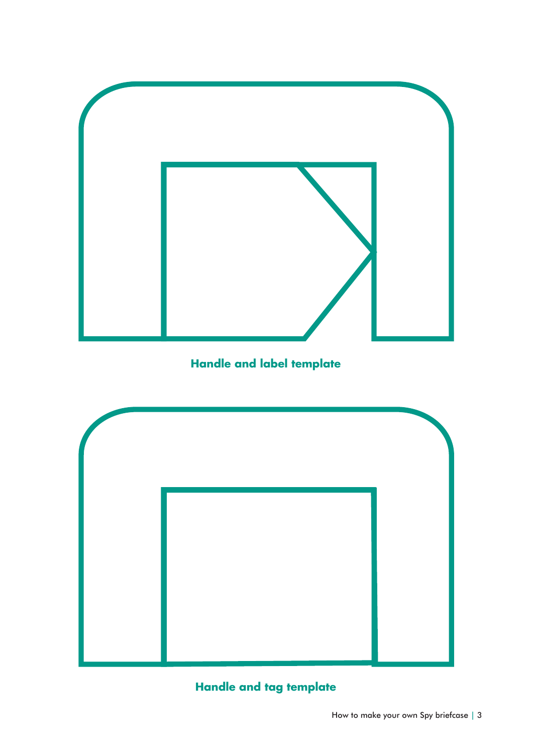**Handle and label template**

**Handle and tag template**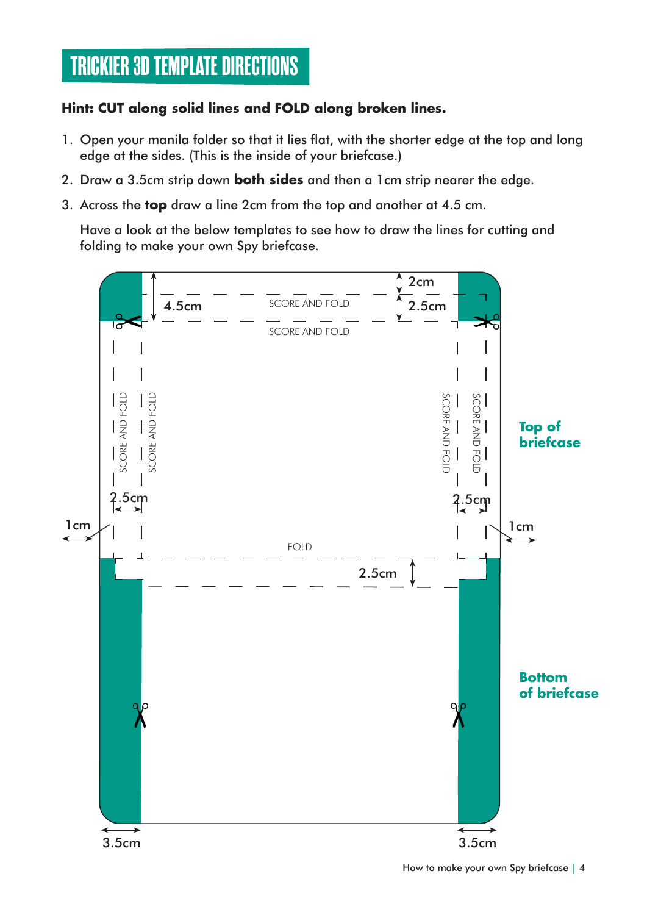# TRICKIER 3D TEMPLATE DIRECTIONS

**Hint: CUT along solid lines and FOLD along broken lines.**

1. Open your manila folder so that it lies flat, with the shorter edge at the top and long edge at the sides. (This is the inside of your briefcase.)
2. Draw a 3.5cm strip down **both sides** and then a 1cm strip nearer the edge.
3. Across the **top** draw a line 2cm from the top and another at 4.5 cm.

   Have a look at the below templates to see how to draw the lines for cutting and folding to make your own Spy briefcase.

4.5cm

2cm

2.5cm

SCORE AND FOLD

SCORE AND FOLD

SCORE AND FOLD

SCORE AND FOLD

SCORE AND FOLD

SCORE AND FOLD

**Top of briefcase**

2.5cm

2.5cm

1cm

1cm

FOLD

2.5cm

**Bottom of briefcase**

3.5cm

3.5cm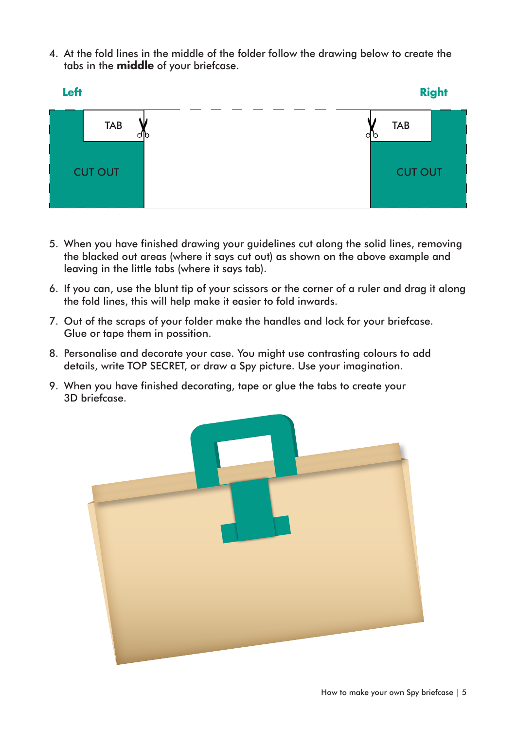4. At the fold lines in the middle of the folder follow the drawing below to create the tabs in the **middle** of your briefcase.

Left

Right

TAB

TAB

CUT OUT

CUT OUT

5. When you have finished drawing your guidelines cut along the solid lines, removing the blacked out areas (where it says cut out) as shown on the above example and leaving in the little tabs (where it says tab).
6. If you can, use the blunt tip of your scissors or the corner of a ruler and drag it along the fold lines, this will help make it easier to fold inwards.
7. Out of the scraps of your folder make the handles and lock for your briefcase. Glue or tape them in possition.
8. Personalise and decorate your case. You might use contrasting colours to add details, write TOP SECRET, or draw a Spy picture. Use your imagination.
9. When you have finished decorating, tape or glue the tabs to create your 3D briefcase.